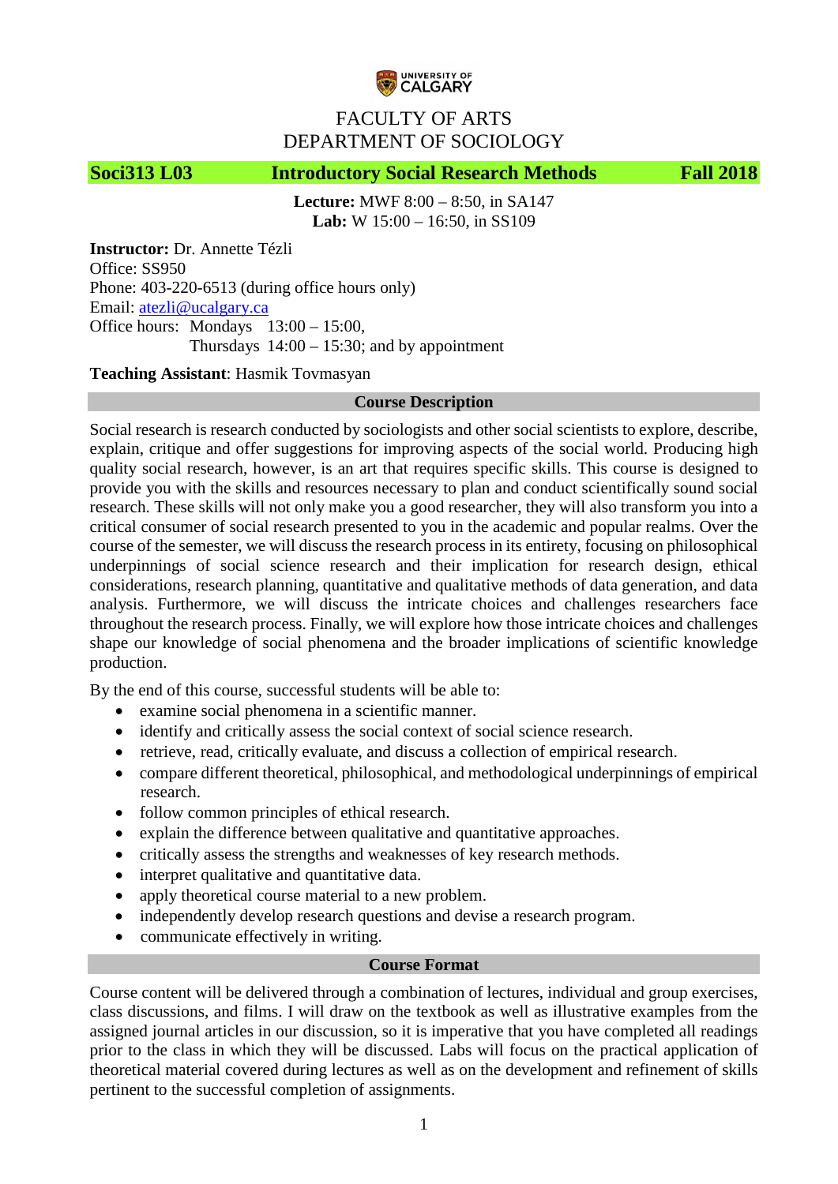UNIVERSITY OF CALGARY

# FACULTY OF ARTS
# DEPARTMENT OF SOCIOLOGY

## Soci313 L03 — Introductory Social Research Methods — Fall 2018

**Lecture:** MWF 8:00 – 8:50, in SA147
**Lab:** W 15:00 – 16:50, in SS109

**Instructor:** Dr. Annette Tézli
Office: SS950
Phone: 403-220-6513 (during office hours only)
Email: atezli@ucalgary.ca
Office hours: Mondays 13:00 – 15:00,
Thursdays 14:00 – 15:30; and by appointment

**Teaching Assistant**: Hasmik Tovmasyan

### Course Description

Social research is research conducted by sociologists and other social scientists to explore, describe, explain, critique and offer suggestions for improving aspects of the social world. Producing high quality social research, however, is an art that requires specific skills. This course is designed to provide you with the skills and resources necessary to plan and conduct scientifically sound social research. These skills will not only make you a good researcher, they will also transform you into a critical consumer of social research presented to you in the academic and popular realms. Over the course of the semester, we will discuss the research process in its entirety, focusing on philosophical underpinnings of social science research and their implication for research design, ethical considerations, research planning, quantitative and qualitative methods of data generation, and data analysis. Furthermore, we will discuss the intricate choices and challenges researchers face throughout the research process. Finally, we will explore how those intricate choices and challenges shape our knowledge of social phenomena and the broader implications of scientific knowledge production.

By the end of this course, successful students will be able to:

- examine social phenomena in a scientific manner.
- identify and critically assess the social context of social science research.
- retrieve, read, critically evaluate, and discuss a collection of empirical research.
- compare different theoretical, philosophical, and methodological underpinnings of empirical research.
- follow common principles of ethical research.
- explain the difference between qualitative and quantitative approaches.
- critically assess the strengths and weaknesses of key research methods.
- interpret qualitative and quantitative data.
- apply theoretical course material to a new problem.
- independently develop research questions and devise a research program.
- communicate effectively in writing.

### Course Format

Course content will be delivered through a combination of lectures, individual and group exercises, class discussions, and films. I will draw on the textbook as well as illustrative examples from the assigned journal articles in our discussion, so it is imperative that you have completed all readings prior to the class in which they will be discussed. Labs will focus on the practical application of theoretical material covered during lectures as well as on the development and refinement of skills pertinent to the successful completion of assignments.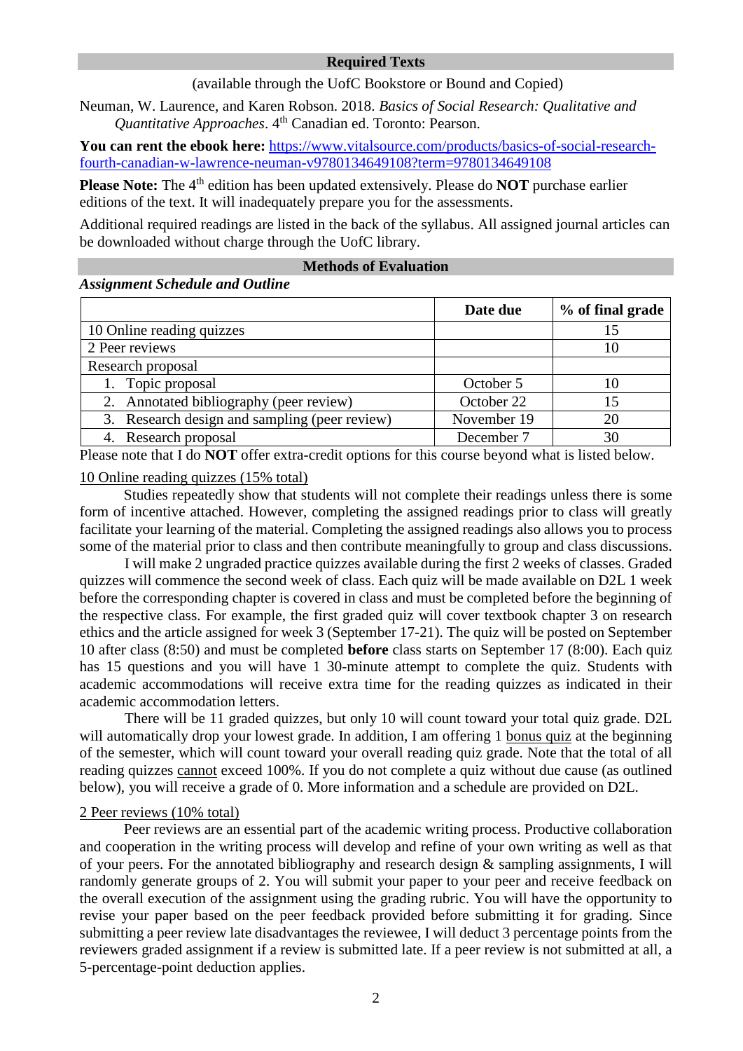## Required Texts

(available through the UofC Bookstore or Bound and Copied)

Neuman, W. Laurence, and Karen Robson. 2018. *Basics of Social Research: Qualitative and Quantitative Approaches*. 4th Canadian ed. Toronto: Pearson.

**You can rent the ebook here:** https://www.vitalsource.com/products/basics-of-social-research-fourth-canadian-w-lawrence-neuman-v9780134649108?term=9780134649108

**Please Note:** The 4th edition has been updated extensively. Please do **NOT** purchase earlier editions of the text. It will inadequately prepare you for the assessments.

Additional required readings are listed in the back of the syllabus. All assigned journal articles can be downloaded without charge through the UofC library.

## Methods of Evaluation

***Assignment Schedule and Outline***

| | Date due | % of final grade |
|---|---|---|
| 10 Online reading quizzes | | 15 |
| 2 Peer reviews | | 10 |
| Research proposal | | |
| 1. Topic proposal | October 5 | 10 |
| 2. Annotated bibliography (peer review) | October 22 | 15 |
| 3. Research design and sampling (peer review) | November 19 | 20 |
| 4. Research proposal | December 7 | 30 |

Please note that I do **NOT** offer extra-credit options for this course beyond what is listed below.

10 Online reading quizzes (15% total)

Studies repeatedly show that students will not complete their readings unless there is some form of incentive attached. However, completing the assigned readings prior to class will greatly facilitate your learning of the material. Completing the assigned readings also allows you to process some of the material prior to class and then contribute meaningfully to group and class discussions.

I will make 2 ungraded practice quizzes available during the first 2 weeks of classes. Graded quizzes will commence the second week of class. Each quiz will be made available on D2L 1 week before the corresponding chapter is covered in class and must be completed before the beginning of the respective class. For example, the first graded quiz will cover textbook chapter 3 on research ethics and the article assigned for week 3 (September 17-21). The quiz will be posted on September 10 after class (8:50) and must be completed **before** class starts on September 17 (8:00). Each quiz has 15 questions and you will have 1 30-minute attempt to complete the quiz. Students with academic accommodations will receive extra time for the reading quizzes as indicated in their academic accommodation letters.

There will be 11 graded quizzes, but only 10 will count toward your total quiz grade. D2L will automatically drop your lowest grade. In addition, I am offering 1 bonus quiz at the beginning of the semester, which will count toward your overall reading quiz grade. Note that the total of all reading quizzes cannot exceed 100%. If you do not complete a quiz without due cause (as outlined below), you will receive a grade of 0. More information and a schedule are provided on D2L.

2 Peer reviews (10% total)

Peer reviews are an essential part of the academic writing process. Productive collaboration and cooperation in the writing process will develop and refine of your own writing as well as that of your peers. For the annotated bibliography and research design & sampling assignments, I will randomly generate groups of 2. You will submit your paper to your peer and receive feedback on the overall execution of the assignment using the grading rubric. You will have the opportunity to revise your paper based on the peer feedback provided before submitting it for grading. Since submitting a peer review late disadvantages the reviewee, I will deduct 3 percentage points from the reviewers graded assignment if a review is submitted late. If a peer review is not submitted at all, a 5-percentage-point deduction applies.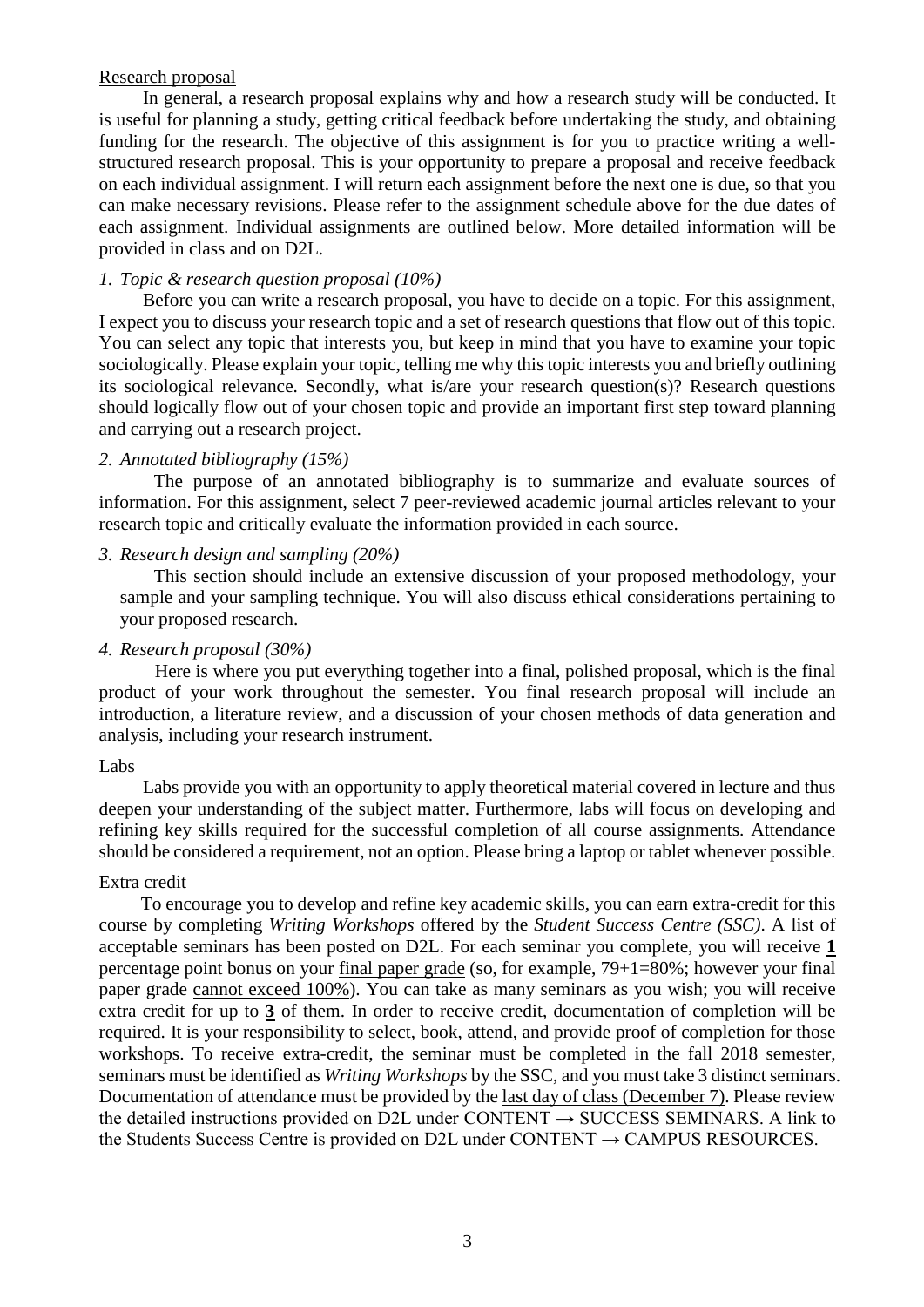Research proposal

In general, a research proposal explains why and how a research study will be conducted. It is useful for planning a study, getting critical feedback before undertaking the study, and obtaining funding for the research. The objective of this assignment is for you to practice writing a well-structured research proposal. This is your opportunity to prepare a proposal and receive feedback on each individual assignment. I will return each assignment before the next one is due, so that you can make necessary revisions. Please refer to the assignment schedule above for the due dates of each assignment. Individual assignments are outlined below. More detailed information will be provided in class and on D2L.

*1. Topic & research question proposal (10%)*

Before you can write a research proposal, you have to decide on a topic. For this assignment, I expect you to discuss your research topic and a set of research questions that flow out of this topic. You can select any topic that interests you, but keep in mind that you have to examine your topic sociologically. Please explain your topic, telling me why this topic interests you and briefly outlining its sociological relevance. Secondly, what is/are your research question(s)? Research questions should logically flow out of your chosen topic and provide an important first step toward planning and carrying out a research project.

*2. Annotated bibliography (15%)*

The purpose of an annotated bibliography is to summarize and evaluate sources of information. For this assignment, select 7 peer-reviewed academic journal articles relevant to your research topic and critically evaluate the information provided in each source.

*3. Research design and sampling (20%)*

This section should include an extensive discussion of your proposed methodology, your sample and your sampling technique. You will also discuss ethical considerations pertaining to your proposed research.

*4. Research proposal (30%)*

Here is where you put everything together into a final, polished proposal, which is the final product of your work throughout the semester. You final research proposal will include an introduction, a literature review, and a discussion of your chosen methods of data generation and analysis, including your research instrument.

Labs

Labs provide you with an opportunity to apply theoretical material covered in lecture and thus deepen your understanding of the subject matter. Furthermore, labs will focus on developing and refining key skills required for the successful completion of all course assignments. Attendance should be considered a requirement, not an option. Please bring a laptop or tablet whenever possible.

Extra credit

To encourage you to develop and refine key academic skills, you can earn extra-credit for this course by completing *Writing Workshops* offered by the *Student Success Centre (SSC)*. A list of acceptable seminars has been posted on D2L. For each seminar you complete, you will receive **1** percentage point bonus on your final paper grade (so, for example, 79+1=80%; however your final paper grade cannot exceed 100%). You can take as many seminars as you wish; you will receive extra credit for up to **3** of them. In order to receive credit, documentation of completion will be required. It is your responsibility to select, book, attend, and provide proof of completion for those workshops. To receive extra-credit, the seminar must be completed in the fall 2018 semester, seminars must be identified as *Writing Workshops* by the SSC, and you must take 3 distinct seminars. Documentation of attendance must be provided by the last day of class (December 7). Please review the detailed instructions provided on D2L under CONTENT → SUCCESS SEMINARS. A link to the Students Success Centre is provided on D2L under CONTENT → CAMPUS RESOURCES.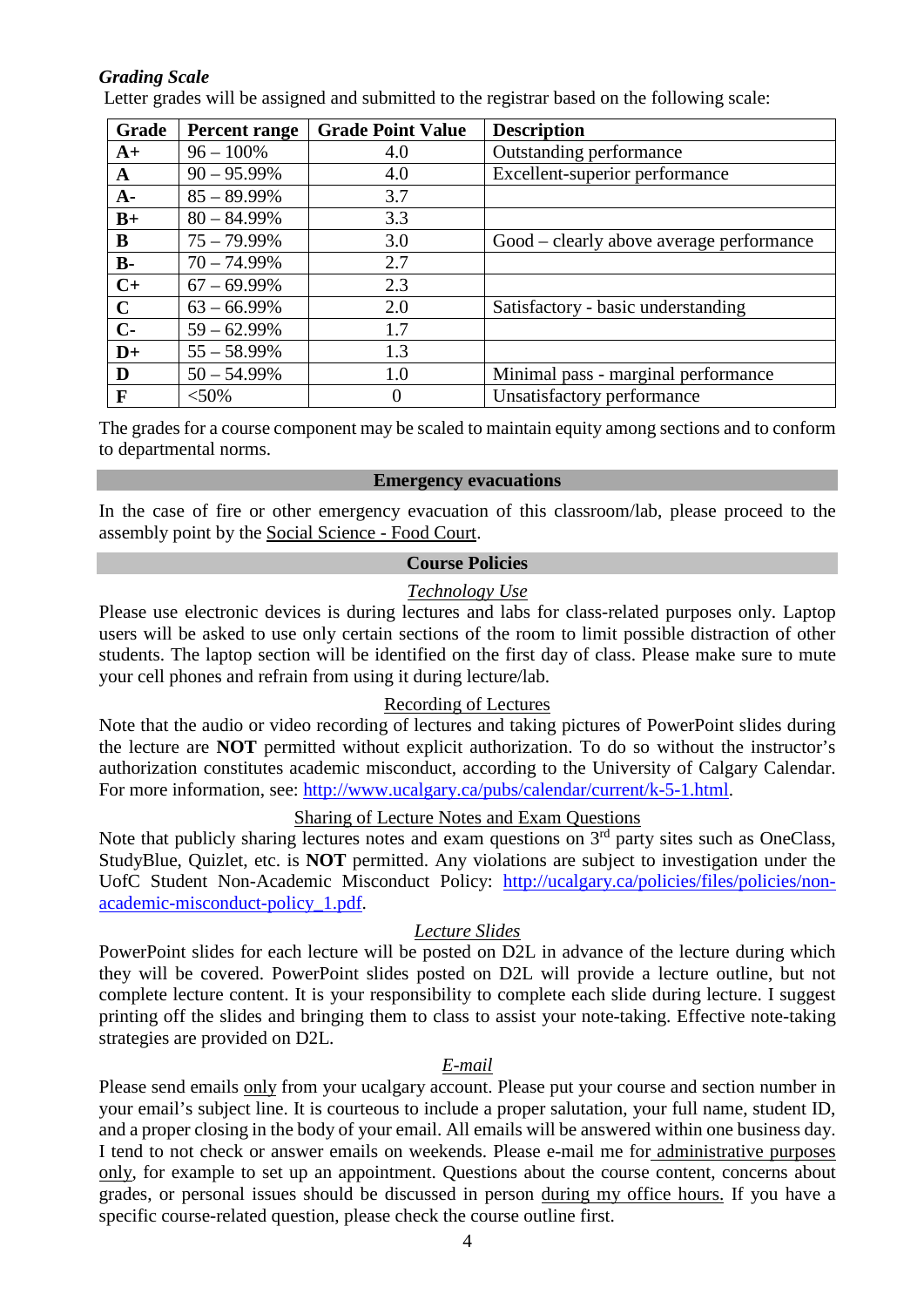### *Grading Scale*

Letter grades will be assigned and submitted to the registrar based on the following scale:

| Grade | Percent range | Grade Point Value | Description |
|---|---|---|---|
| **A+** | 96 – 100% | 4.0 | Outstanding performance |
| **A** | 90 – 95.99% | 4.0 | Excellent-superior performance |
| **A-** | 85 – 89.99% | 3.7 | |
| **B+** | 80 – 84.99% | 3.3 | |
| **B** | 75 – 79.99% | 3.0 | Good – clearly above average performance |
| **B-** | 70 – 74.99% | 2.7 | |
| **C+** | 67 – 69.99% | 2.3 | |
| **C** | 63 – 66.99% | 2.0 | Satisfactory - basic understanding |
| **C-** | 59 – 62.99% | 1.7 | |
| **D+** | 55 – 58.99% | 1.3 | |
| **D** | 50 – 54.99% | 1.0 | Minimal pass - marginal performance |
| **F** | <50% | 0 | Unsatisfactory performance |

The grades for a course component may be scaled to maintain equity among sections and to conform to departmental norms.

## Emergency evacuations

In the case of fire or other emergency evacuation of this classroom/lab, please proceed to the assembly point by the Social Science - Food Court.

## Course Policies

*Technology Use*

Please use electronic devices is during lectures and labs for class-related purposes only. Laptop users will be asked to use only certain sections of the room to limit possible distraction of other students. The laptop section will be identified on the first day of class. Please make sure to mute your cell phones and refrain from using it during lecture/lab.

Recording of Lectures

Note that the audio or video recording of lectures and taking pictures of PowerPoint slides during the lecture are **NOT** permitted without explicit authorization. To do so without the instructor's authorization constitutes academic misconduct, according to the University of Calgary Calendar. For more information, see: http://www.ucalgary.ca/pubs/calendar/current/k-5-1.html.

Sharing of Lecture Notes and Exam Questions

Note that publicly sharing lectures notes and exam questions on 3rd party sites such as OneClass, StudyBlue, Quizlet, etc. is **NOT** permitted. Any violations are subject to investigation under the UofC Student Non-Academic Misconduct Policy: http://ucalgary.ca/policies/files/policies/non-academic-misconduct-policy_1.pdf.

*Lecture Slides*

PowerPoint slides for each lecture will be posted on D2L in advance of the lecture during which they will be covered. PowerPoint slides posted on D2L will provide a lecture outline, but not complete lecture content. It is your responsibility to complete each slide during lecture. I suggest printing off the slides and bringing them to class to assist your note-taking. Effective note-taking strategies are provided on D2L.

*E-mail*

Please send emails only from your ucalgary account. Please put your course and section number in your email's subject line. It is courteous to include a proper salutation, your full name, student ID, and a proper closing in the body of your email. All emails will be answered within one business day. I tend to not check or answer emails on weekends. Please e-mail me for administrative purposes only, for example to set up an appointment. Questions about the course content, concerns about grades, or personal issues should be discussed in person during my office hours. If you have a specific course-related question, please check the course outline first.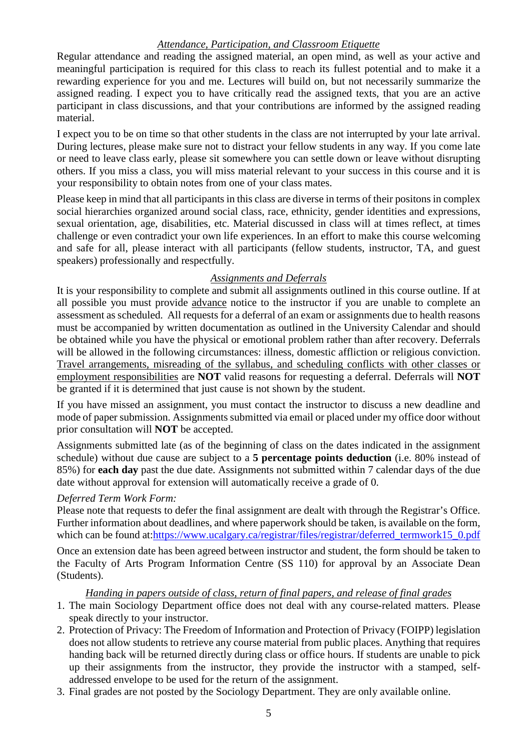### *Attendance, Participation, and Classroom Etiquette*

Regular attendance and reading the assigned material, an open mind, as well as your active and meaningful participation is required for this class to reach its fullest potential and to make it a rewarding experience for you and me. Lectures will build on, but not necessarily summarize the assigned reading. I expect you to have critically read the assigned texts, that you are an active participant in class discussions, and that your contributions are informed by the assigned reading material.

I expect you to be on time so that other students in the class are not interrupted by your late arrival. During lectures, please make sure not to distract your fellow students in any way. If you come late or need to leave class early, please sit somewhere you can settle down or leave without disrupting others. If you miss a class, you will miss material relevant to your success in this course and it is your responsibility to obtain notes from one of your class mates.

Please keep in mind that all participants in this class are diverse in terms of their positons in complex social hierarchies organized around social class, race, ethnicity, gender identities and expressions, sexual orientation, age, disabilities, etc. Material discussed in class will at times reflect, at times challenge or even contradict your own life experiences. In an effort to make this course welcoming and safe for all, please interact with all participants (fellow students, instructor, TA, and guest speakers) professionally and respectfully.

### *Assignments and Deferrals*

It is your responsibility to complete and submit all assignments outlined in this course outline. If at all possible you must provide advance notice to the instructor if you are unable to complete an assessment as scheduled. All requests for a deferral of an exam or assignments due to health reasons must be accompanied by written documentation as outlined in the University Calendar and should be obtained while you have the physical or emotional problem rather than after recovery. Deferrals will be allowed in the following circumstances: illness, domestic affliction or religious conviction. Travel arrangements, misreading of the syllabus, and scheduling conflicts with other classes or employment responsibilities are **NOT** valid reasons for requesting a deferral. Deferrals will **NOT** be granted if it is determined that just cause is not shown by the student.

If you have missed an assignment, you must contact the instructor to discuss a new deadline and mode of paper submission. Assignments submitted via email or placed under my office door without prior consultation will **NOT** be accepted.

Assignments submitted late (as of the beginning of class on the dates indicated in the assignment schedule) without due cause are subject to a **5 percentage points deduction** (i.e. 80% instead of 85%) for **each day** past the due date. Assignments not submitted within 7 calendar days of the due date without approval for extension will automatically receive a grade of 0.

*Deferred Term Work Form:*

Please note that requests to defer the final assignment are dealt with through the Registrar's Office. Further information about deadlines, and where paperwork should be taken, is available on the form, which can be found at: https://www.ucalgary.ca/registrar/files/registrar/deferred_termwork15_0.pdf

Once an extension date has been agreed between instructor and student, the form should be taken to the Faculty of Arts Program Information Centre (SS 110) for approval by an Associate Dean (Students).

### *Handing in papers outside of class, return of final papers, and release of final grades*

1. The main Sociology Department office does not deal with any course-related matters. Please speak directly to your instructor.
2. Protection of Privacy: The Freedom of Information and Protection of Privacy (FOIPP) legislation does not allow students to retrieve any course material from public places. Anything that requires handing back will be returned directly during class or office hours. If students are unable to pick up their assignments from the instructor, they provide the instructor with a stamped, self-addressed envelope to be used for the return of the assignment.
3. Final grades are not posted by the Sociology Department. They are only available online.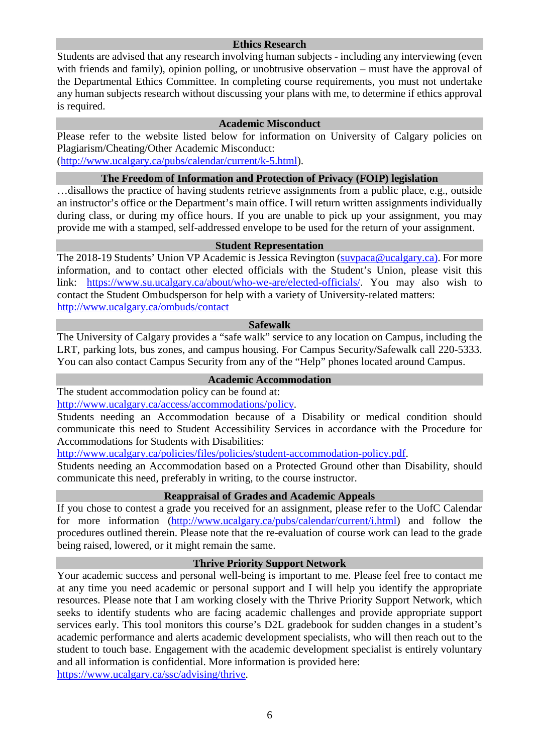## Ethics Research

Students are advised that any research involving human subjects - including any interviewing (even with friends and family), opinion polling, or unobtrusive observation – must have the approval of the Departmental Ethics Committee. In completing course requirements, you must not undertake any human subjects research without discussing your plans with me, to determine if ethics approval is required.

## Academic Misconduct

Please refer to the website listed below for information on University of Calgary policies on Plagiarism/Cheating/Other Academic Misconduct:
(http://www.ucalgary.ca/pubs/calendar/current/k-5.html).

## The Freedom of Information and Protection of Privacy (FOIP) legislation

…disallows the practice of having students retrieve assignments from a public place, e.g., outside an instructor's office or the Department's main office. I will return written assignments individually during class, or during my office hours. If you are unable to pick up your assignment, you may provide me with a stamped, self-addressed envelope to be used for the return of your assignment.

## Student Representation

The 2018-19 Students' Union VP Academic is Jessica Revington (suvpaca@ucalgary.ca). For more information, and to contact other elected officials with the Student's Union, please visit this link: https://www.su.ucalgary.ca/about/who-we-are/elected-officials/. You may also wish to contact the Student Ombudsperson for help with a variety of University-related matters: http://www.ucalgary.ca/ombuds/contact

## Safewalk

The University of Calgary provides a "safe walk" service to any location on Campus, including the LRT, parking lots, bus zones, and campus housing. For Campus Security/Safewalk call 220-5333. You can also contact Campus Security from any of the "Help" phones located around Campus.

## Academic Accommodation

The student accommodation policy can be found at:
http://www.ucalgary.ca/access/accommodations/policy.
Students needing an Accommodation because of a Disability or medical condition should communicate this need to Student Accessibility Services in accordance with the Procedure for Accommodations for Students with Disabilities:
http://www.ucalgary.ca/policies/files/policies/student-accommodation-policy.pdf.
Students needing an Accommodation based on a Protected Ground other than Disability, should communicate this need, preferably in writing, to the course instructor.

## Reappraisal of Grades and Academic Appeals

If you chose to contest a grade you received for an assignment, please refer to the UofC Calendar for more information (http://www.ucalgary.ca/pubs/calendar/current/i.html) and follow the procedures outlined therein. Please note that the re-evaluation of course work can lead to the grade being raised, lowered, or it might remain the same.

## Thrive Priority Support Network

Your academic success and personal well-being is important to me. Please feel free to contact me at any time you need academic or personal support and I will help you identify the appropriate resources. Please note that I am working closely with the Thrive Priority Support Network, which seeks to identify students who are facing academic challenges and provide appropriate support services early. This tool monitors this course's D2L gradebook for sudden changes in a student's academic performance and alerts academic development specialists, who will then reach out to the student to touch base. Engagement with the academic development specialist is entirely voluntary and all information is confidential. More information is provided here:
https://www.ucalgary.ca/ssc/advising/thrive.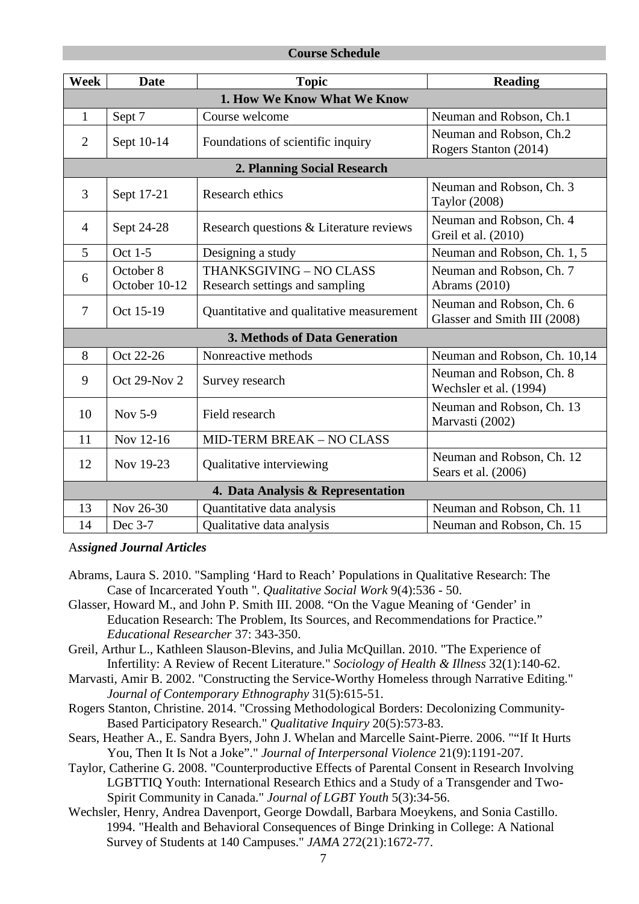## Course Schedule

| Week | Date | Topic | Reading |
|---|---|---|---|
| **1. How We Know What We Know** | | | |
| 1 | Sept 7 | Course welcome | Neuman and Robson, Ch.1 |
| 2 | Sept 10-14 | Foundations of scientific inquiry | Neuman and Robson, Ch.2<br>Rogers Stanton (2014) |
| **2. Planning Social Research** | | | |
| 3 | Sept 17-21 | Research ethics | Neuman and Robson, Ch. 3<br>Taylor (2008) |
| 4 | Sept 24-28 | Research questions & Literature reviews | Neuman and Robson, Ch. 4<br>Greil et al. (2010) |
| 5 | Oct 1-5 | Designing a study | Neuman and Robson, Ch. 1, 5 |
| 6 | October 8<br>October 10-12 | THANKSGIVING – NO CLASS<br>Research settings and sampling | Neuman and Robson, Ch. 7<br>Abrams (2010) |
| 7 | Oct 15-19 | Quantitative and qualitative measurement | Neuman and Robson, Ch. 6<br>Glasser and Smith III (2008) |
| **3. Methods of Data Generation** | | | |
| 8 | Oct 22-26 | Nonreactive methods | Neuman and Robson, Ch. 10,14 |
| 9 | Oct 29-Nov 2 | Survey research | Neuman and Robson, Ch. 8<br>Wechsler et al. (1994) |
| 10 | Nov 5-9 | Field research | Neuman and Robson, Ch. 13<br>Marvasti (2002) |
| 11 | Nov 12-16 | MID-TERM BREAK – NO CLASS | |
| 12 | Nov 19-23 | Qualitative interviewing | Neuman and Robson, Ch. 12<br>Sears et al. (2006) |
| **4. Data Analysis & Representation** | | | |
| 13 | Nov 26-30 | Quantitative data analysis | Neuman and Robson, Ch. 11 |
| 14 | Dec 3-7 | Qualitative data analysis | Neuman and Robson, Ch. 15 |

***Assigned Journal Articles***

Abrams, Laura S. 2010. "Sampling 'Hard to Reach' Populations in Qualitative Research: The Case of Incarcerated Youth ". *Qualitative Social Work* 9(4):536 - 50.

Glasser, Howard M., and John P. Smith III. 2008. "On the Vague Meaning of 'Gender' in Education Research: The Problem, Its Sources, and Recommendations for Practice." *Educational Researcher* 37: 343-350.

Greil, Arthur L., Kathleen Slauson-Blevins, and Julia McQuillan. 2010. "The Experience of Infertility: A Review of Recent Literature." *Sociology of Health & Illness* 32(1):140-62.

Marvasti, Amir B. 2002. "Constructing the Service-Worthy Homeless through Narrative Editing." *Journal of Contemporary Ethnography* 31(5):615-51.

Rogers Stanton, Christine. 2014. "Crossing Methodological Borders: Decolonizing Community-Based Participatory Research." *Qualitative Inquiry* 20(5):573-83.

Sears, Heather A., E. Sandra Byers, John J. Whelan and Marcelle Saint-Pierre. 2006. ""If It Hurts You, Then It Is Not a Joke"." *Journal of Interpersonal Violence* 21(9):1191-207.

Taylor, Catherine G. 2008. "Counterproductive Effects of Parental Consent in Research Involving LGBTTIQ Youth: International Research Ethics and a Study of a Transgender and Two-Spirit Community in Canada." *Journal of LGBT Youth* 5(3):34-56.

Wechsler, Henry, Andrea Davenport, George Dowdall, Barbara Moeykens, and Sonia Castillo. 1994. "Health and Behavioral Consequences of Binge Drinking in College: A National Survey of Students at 140 Campuses." *JAMA* 272(21):1672-77.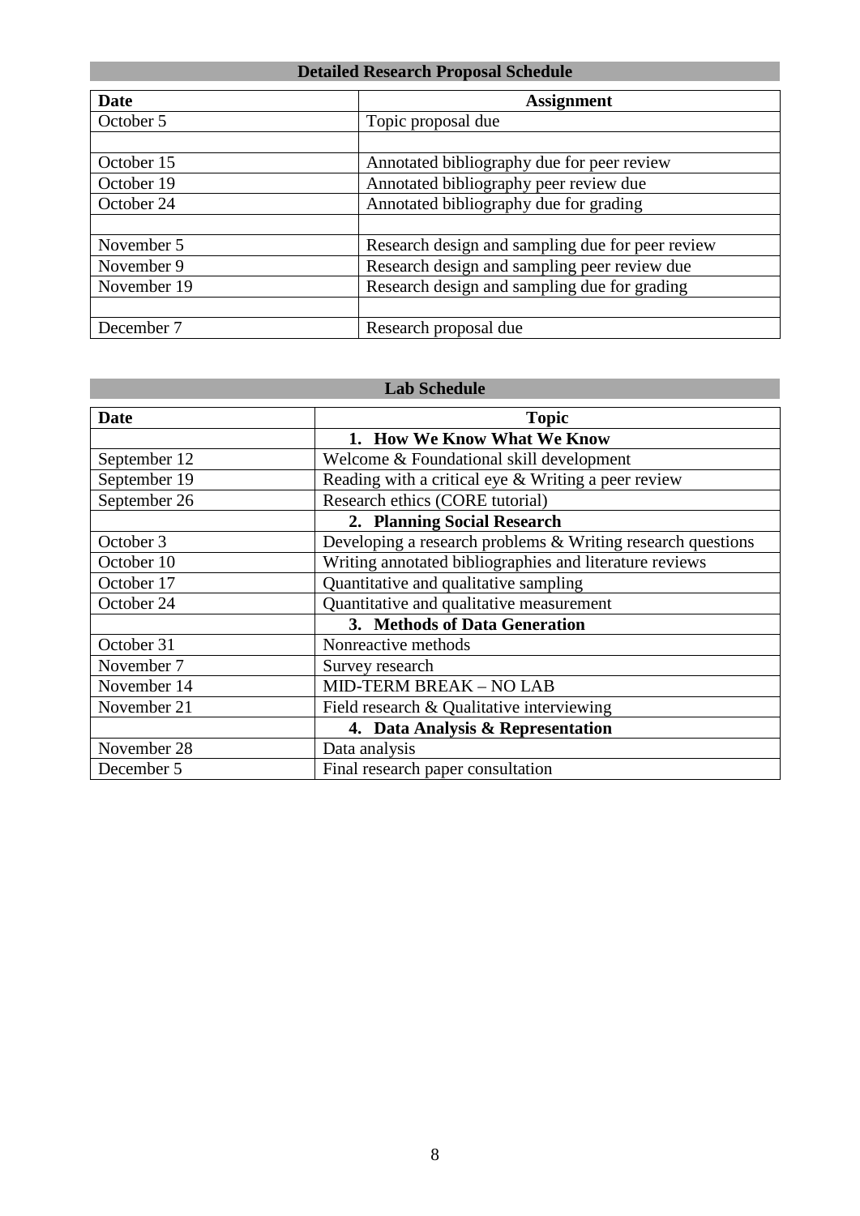## Detailed Research Proposal Schedule

| Date | Assignment |
|---|---|
| October 5 | Topic proposal due |
| | |
| October 15 | Annotated bibliography due for peer review |
| October 19 | Annotated bibliography peer review due |
| October 24 | Annotated bibliography due for grading |
| | |
| November 5 | Research design and sampling due for peer review |
| November 9 | Research design and sampling peer review due |
| November 19 | Research design and sampling due for grading |
| | |
| December 7 | Research proposal due |

## Lab Schedule

| Date | Topic |
|---|---|
| | **1. How We Know What We Know** |
| September 12 | Welcome & Foundational skill development |
| September 19 | Reading with a critical eye & Writing a peer review |
| September 26 | Research ethics (CORE tutorial) |
| | **2. Planning Social Research** |
| October 3 | Developing a research problems & Writing research questions |
| October 10 | Writing annotated bibliographies and literature reviews |
| October 17 | Quantitative and qualitative sampling |
| October 24 | Quantitative and qualitative measurement |
| | **3. Methods of Data Generation** |
| October 31 | Nonreactive methods |
| November 7 | Survey research |
| November 14 | MID-TERM BREAK – NO LAB |
| November 21 | Field research & Qualitative interviewing |
| | **4. Data Analysis & Representation** |
| November 28 | Data analysis |
| December 5 | Final research paper consultation |